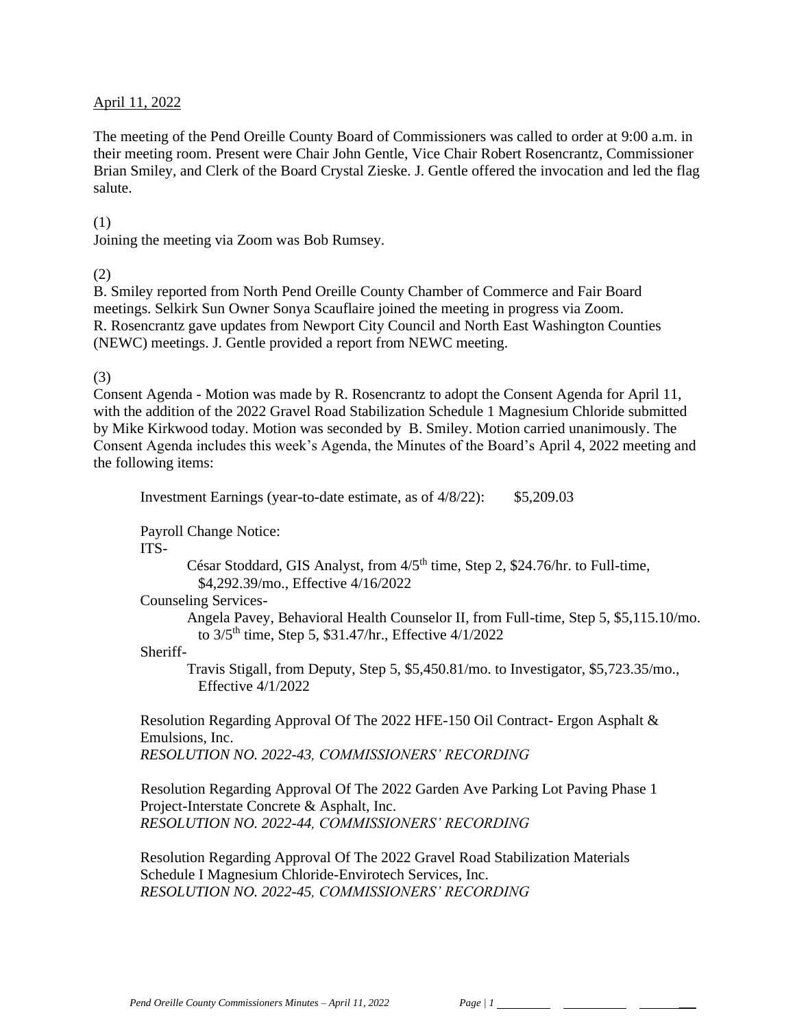April 11, 2022

The meeting of the Pend Oreille County Board of Commissioners was called to order at 9:00 a.m. in their meeting room. Present were Chair John Gentle, Vice Chair Robert Rosencrantz, Commissioner Brian Smiley, and Clerk of the Board Crystal Zieske. J. Gentle offered the invocation and led the flag salute.

(1)

Joining the meeting via Zoom was Bob Rumsey.

(2)

B. Smiley reported from North Pend Oreille County Chamber of Commerce and Fair Board meetings. Selkirk Sun Owner Sonya Scauflaire joined the meeting in progress via Zoom. R. Rosencrantz gave updates from Newport City Council and North East Washington Counties (NEWC) meetings. J. Gentle provided a report from NEWC meeting.

(3)

Consent Agenda - Motion was made by R. Rosencrantz to adopt the Consent Agenda for April 11, with the addition of the 2022 Gravel Road Stabilization Schedule 1 Magnesium Chloride submitted by Mike Kirkwood today. Motion was seconded by B. Smiley. Motion carried unanimously. The Consent Agenda includes this week's Agenda, the Minutes of the Board's April 4, 2022 meeting and the following items:

Investment Earnings (year-to-date estimate, as of 4/8/22): $5,209.03

Payroll Change Notice:

ITS-

César Stoddard, GIS Analyst, from 4/5th time, Step 2, $24.76/hr. to Full-time, $4,292.39/mo., Effective 4/16/2022

Counseling Services-

Angela Pavey, Behavioral Health Counselor II, from Full-time, Step 5, $5,115.10/mo. to 3/5th time, Step 5, $31.47/hr., Effective 4/1/2022

Sheriff-

Travis Stigall, from Deputy, Step 5, $5,450.81/mo. to Investigator, $5,723.35/mo., Effective 4/1/2022

Resolution Regarding Approval Of The 2022 HFE-150 Oil Contract- Ergon Asphalt & Emulsions, Inc.
*RESOLUTION NO. 2022-43, COMMISSIONERS' RECORDING*

Resolution Regarding Approval Of The 2022 Garden Ave Parking Lot Paving Phase 1 Project-Interstate Concrete & Asphalt, Inc.
*RESOLUTION NO. 2022-44, COMMISSIONERS' RECORDING*

Resolution Regarding Approval Of The 2022 Gravel Road Stabilization Materials Schedule I Magnesium Chloride-Envirotech Services, Inc.
*RESOLUTION NO. 2022-45, COMMISSIONERS' RECORDING*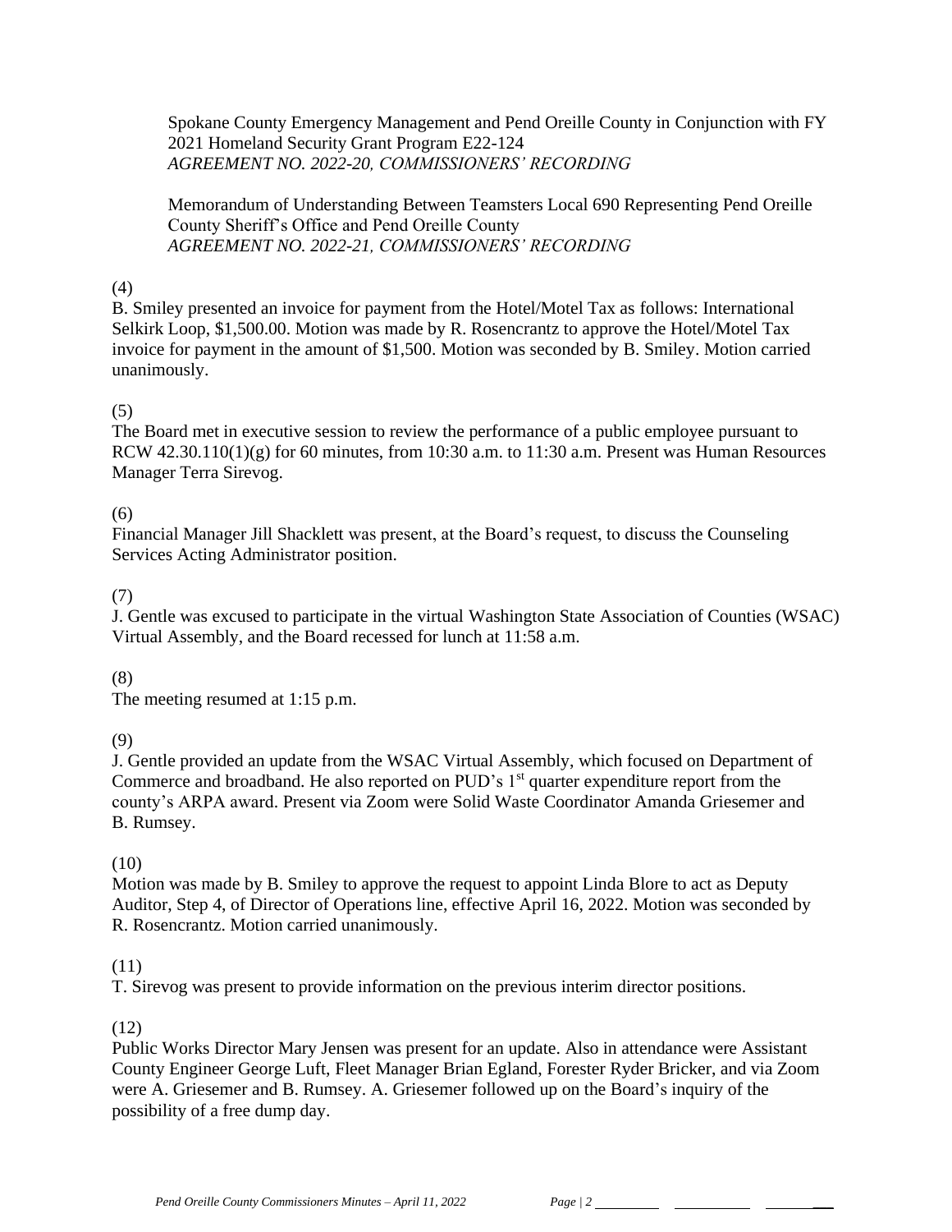Spokane County Emergency Management and Pend Oreille County in Conjunction with FY 2021 Homeland Security Grant Program E22-124
*AGREEMENT NO. 2022-20, COMMISSIONERS' RECORDING*

Memorandum of Understanding Between Teamsters Local 690 Representing Pend Oreille County Sheriff's Office and Pend Oreille County
*AGREEMENT NO. 2022-21, COMMISSIONERS' RECORDING*

(4)
B. Smiley presented an invoice for payment from the Hotel/Motel Tax as follows: International Selkirk Loop, $1,500.00. Motion was made by R. Rosencrantz to approve the Hotel/Motel Tax invoice for payment in the amount of $1,500. Motion was seconded by B. Smiley. Motion carried unanimously.

(5)
The Board met in executive session to review the performance of a public employee pursuant to RCW 42.30.110(1)(g) for 60 minutes, from 10:30 a.m. to 11:30 a.m. Present was Human Resources Manager Terra Sirevog.

(6)
Financial Manager Jill Shacklett was present, at the Board's request, to discuss the Counseling Services Acting Administrator position.

(7)
J. Gentle was excused to participate in the virtual Washington State Association of Counties (WSAC) Virtual Assembly, and the Board recessed for lunch at 11:58 a.m.

(8)
The meeting resumed at 1:15 p.m.

(9)
J. Gentle provided an update from the WSAC Virtual Assembly, which focused on Department of Commerce and broadband. He also reported on PUD's 1st quarter expenditure report from the county's ARPA award. Present via Zoom were Solid Waste Coordinator Amanda Griesemer and B. Rumsey.

(10)
Motion was made by B. Smiley to approve the request to appoint Linda Blore to act as Deputy Auditor, Step 4, of Director of Operations line, effective April 16, 2022. Motion was seconded by R. Rosencrantz. Motion carried unanimously.

(11)
T. Sirevog was present to provide information on the previous interim director positions.

(12)
Public Works Director Mary Jensen was present for an update. Also in attendance were Assistant County Engineer George Luft, Fleet Manager Brian Egland, Forester Ryder Bricker, and via Zoom were A. Griesemer and B. Rumsey. A. Griesemer followed up on the Board's inquiry of the possibility of a free dump day.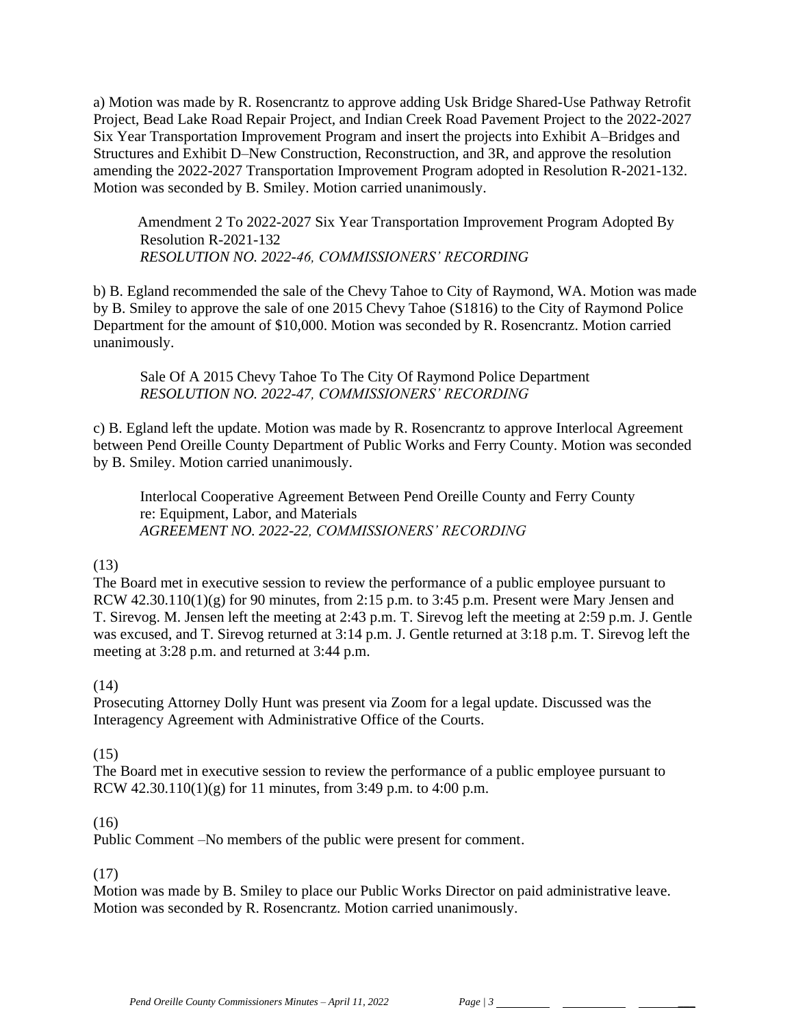a) Motion was made by R. Rosencrantz to approve adding Usk Bridge Shared-Use Pathway Retrofit Project, Bead Lake Road Repair Project, and Indian Creek Road Pavement Project to the 2022-2027 Six Year Transportation Improvement Program and insert the projects into Exhibit A–Bridges and Structures and Exhibit D–New Construction, Reconstruction, and 3R, and approve the resolution amending the 2022-2027 Transportation Improvement Program adopted in Resolution R-2021-132. Motion was seconded by B. Smiley. Motion carried unanimously.

> Amendment 2 To 2022-2027 Six Year Transportation Improvement Program Adopted By Resolution R-2021-132
> *RESOLUTION NO. 2022-46, COMMISSIONERS' RECORDING*

b) B. Egland recommended the sale of the Chevy Tahoe to City of Raymond, WA. Motion was made by B. Smiley to approve the sale of one 2015 Chevy Tahoe (S1816) to the City of Raymond Police Department for the amount of $10,000. Motion was seconded by R. Rosencrantz. Motion carried unanimously.

> Sale Of A 2015 Chevy Tahoe To The City Of Raymond Police Department
> *RESOLUTION NO. 2022-47, COMMISSIONERS' RECORDING*

c) B. Egland left the update. Motion was made by R. Rosencrantz to approve Interlocal Agreement between Pend Oreille County Department of Public Works and Ferry County. Motion was seconded by B. Smiley. Motion carried unanimously.

> Interlocal Cooperative Agreement Between Pend Oreille County and Ferry County re: Equipment, Labor, and Materials
> *AGREEMENT NO. 2022-22, COMMISSIONERS' RECORDING*

(13)
The Board met in executive session to review the performance of a public employee pursuant to RCW 42.30.110(1)(g) for 90 minutes, from 2:15 p.m. to 3:45 p.m. Present were Mary Jensen and T. Sirevog. M. Jensen left the meeting at 2:43 p.m. T. Sirevog left the meeting at 2:59 p.m. J. Gentle was excused, and T. Sirevog returned at 3:14 p.m. J. Gentle returned at 3:18 p.m. T. Sirevog left the meeting at 3:28 p.m. and returned at 3:44 p.m.

(14)
Prosecuting Attorney Dolly Hunt was present via Zoom for a legal update. Discussed was the Interagency Agreement with Administrative Office of the Courts.

(15)
The Board met in executive session to review the performance of a public employee pursuant to RCW 42.30.110(1)(g) for 11 minutes, from 3:49 p.m. to 4:00 p.m.

(16)
Public Comment –No members of the public were present for comment.

(17)
Motion was made by B. Smiley to place our Public Works Director on paid administrative leave. Motion was seconded by R. Rosencrantz. Motion carried unanimously.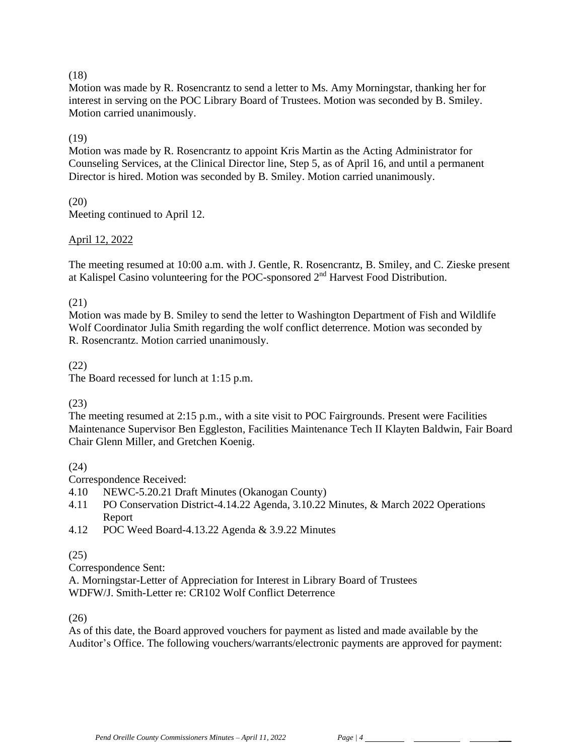(18)

Motion was made by R. Rosencrantz to send a letter to Ms. Amy Morningstar, thanking her for interest in serving on the POC Library Board of Trustees. Motion was seconded by B. Smiley. Motion carried unanimously.

(19)

Motion was made by R. Rosencrantz to appoint Kris Martin as the Acting Administrator for Counseling Services, at the Clinical Director line, Step 5, as of April 16, and until a permanent Director is hired. Motion was seconded by B. Smiley. Motion carried unanimously.

(20)

Meeting continued to April 12.

April 12, 2022

The meeting resumed at 10:00 a.m. with J. Gentle, R. Rosencrantz, B. Smiley, and C. Zieske present at Kalispel Casino volunteering for the POC-sponsored 2nd Harvest Food Distribution.

(21)

Motion was made by B. Smiley to send the letter to Washington Department of Fish and Wildlife Wolf Coordinator Julia Smith regarding the wolf conflict deterrence. Motion was seconded by R. Rosencrantz. Motion carried unanimously.

(22)

The Board recessed for lunch at 1:15 p.m.

(23)

The meeting resumed at 2:15 p.m., with a site visit to POC Fairgrounds. Present were Facilities Maintenance Supervisor Ben Eggleston, Facilities Maintenance Tech II Klayten Baldwin, Fair Board Chair Glenn Miller, and Gretchen Koenig.

(24)

Correspondence Received:

4.10 NEWC-5.20.21 Draft Minutes (Okanogan County)
4.11 PO Conservation District-4.14.22 Agenda, 3.10.22 Minutes, & March 2022 Operations Report
4.12 POC Weed Board-4.13.22 Agenda & 3.9.22 Minutes

(25)

Correspondence Sent:

A. Morningstar-Letter of Appreciation for Interest in Library Board of Trustees
WDFW/J. Smith-Letter re: CR102 Wolf Conflict Deterrence

(26)

As of this date, the Board approved vouchers for payment as listed and made available by the Auditor's Office. The following vouchers/warrants/electronic payments are approved for payment: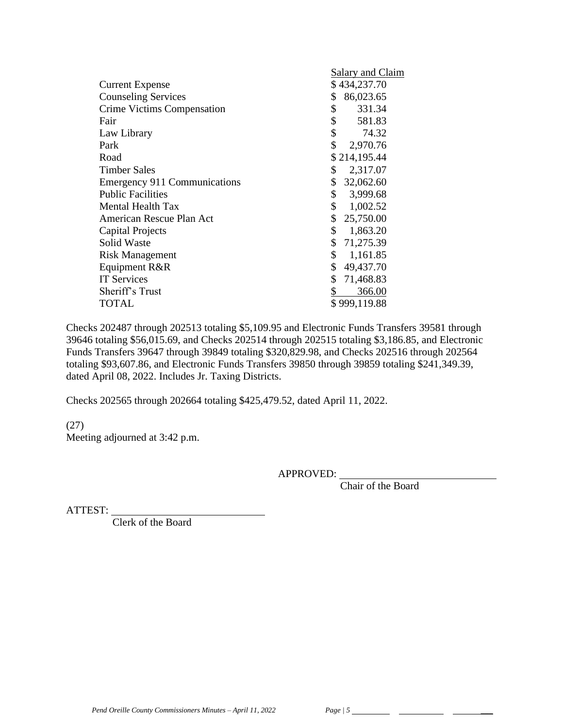| | Salary and Claim |
|---|---|
| Current Expense | $ 434,237.70 |
| Counseling Services | $ 86,023.65 |
| Crime Victims Compensation | $ 331.34 |
| Fair | $ 581.83 |
| Law Library | $ 74.32 |
| Park | $ 2,970.76 |
| Road | $ 214,195.44 |
| Timber Sales | $ 2,317.07 |
| Emergency 911 Communications | $ 32,062.60 |
| Public Facilities | $ 3,999.68 |
| Mental Health Tax | $ 1,002.52 |
| American Rescue Plan Act | $ 25,750.00 |
| Capital Projects | $ 1,863.20 |
| Solid Waste | $ 71,275.39 |
| Risk Management | $ 1,161.85 |
| Equipment R&R | $ 49,437.70 |
| IT Services | $ 71,468.83 |
| Sheriff's Trust | $ 366.00 |
| TOTAL | $ 999,119.88 |

Checks 202487 through 202513 totaling $5,109.95 and Electronic Funds Transfers 39581 through 39646 totaling $56,015.69, and Checks 202514 through 202515 totaling $3,186.85, and Electronic Funds Transfers 39647 through 39849 totaling $320,829.98, and Checks 202516 through 202564 totaling $93,607.86, and Electronic Funds Transfers 39850 through 39859 totaling $241,349.39, dated April 08, 2022. Includes Jr. Taxing Districts.

Checks 202565 through 202664 totaling $425,479.52, dated April 11, 2022.

(27)
Meeting adjourned at 3:42 p.m.

APPROVED: ______________________________
Chair of the Board

ATTEST: ______________________________
Clerk of the Board